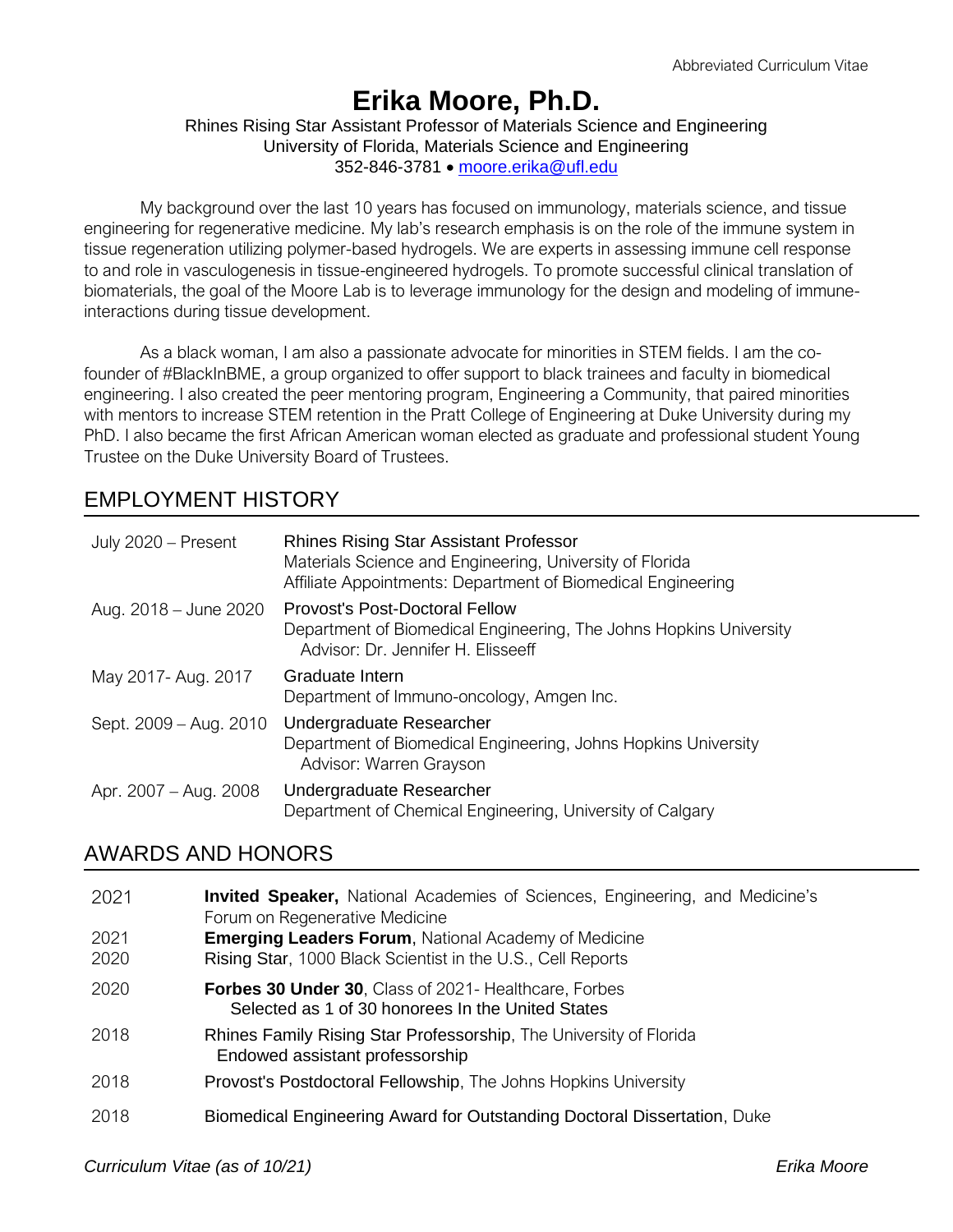Abbreviated Curriculum Vitae

# Erika Moore, Ph.D.

Rhines Rising Star Assistant Professor of Materials Science and Engineering
University of Florida, Materials Science and Engineering
352-846-3781 • moore.erika@ufl.edu

My background over the last 10 years has focused on immunology, materials science, and tissue engineering for regenerative medicine. My lab's research emphasis is on the role of the immune system in tissue regeneration utilizing polymer-based hydrogels. We are experts in assessing immune cell response to and role in vasculogenesis in tissue-engineered hydrogels. To promote successful clinical translation of biomaterials, the goal of the Moore Lab is to leverage immunology for the design and modeling of immune-interactions during tissue development.

As a black woman, I am also a passionate advocate for minorities in STEM fields. I am the co-founder of #BlackInBME, a group organized to offer support to black trainees and faculty in biomedical engineering. I also created the peer mentoring program, Engineering a Community, that paired minorities with mentors to increase STEM retention in the Pratt College of Engineering at Duke University during my PhD. I also became the first African American woman elected as graduate and professional student Young Trustee on the Duke University Board of Trustees.

## EMPLOYMENT HISTORY

| | |
|---|---|
| July 2020 – Present | Rhines Rising Star Assistant Professor<br>Materials Science and Engineering, University of Florida<br>Affiliate Appointments: Department of Biomedical Engineering |
| Aug. 2018 – June 2020 | Provost's Post-Doctoral Fellow<br>Department of Biomedical Engineering, The Johns Hopkins University<br>Advisor: Dr. Jennifer H. Elisseeff |
| May 2017- Aug. 2017 | Graduate Intern<br>Department of Immuno-oncology, Amgen Inc. |
| Sept. 2009 – Aug. 2010 | Undergraduate Researcher<br>Department of Biomedical Engineering, Johns Hopkins University<br>Advisor: Warren Grayson |
| Apr. 2007 – Aug. 2008 | Undergraduate Researcher<br>Department of Chemical Engineering, University of Calgary |

## AWARDS AND HONORS

| | |
|---|---|
| 2021 | **Invited Speaker,** National Academies of Sciences, Engineering, and Medicine's Forum on Regenerative Medicine |
| 2021 | **Emerging Leaders Forum**, National Academy of Medicine |
| 2020 | Rising Star, 1000 Black Scientist in the U.S., Cell Reports |
| 2020 | **Forbes 30 Under 30**, Class of 2021- Healthcare, Forbes<br>Selected as 1 of 30 honorees In the United States |
| 2018 | Rhines Family Rising Star Professorship, The University of Florida<br>Endowed assistant professorship |
| 2018 | Provost's Postdoctoral Fellowship, The Johns Hopkins University |
| 2018 | Biomedical Engineering Award for Outstanding Doctoral Dissertation, Duke |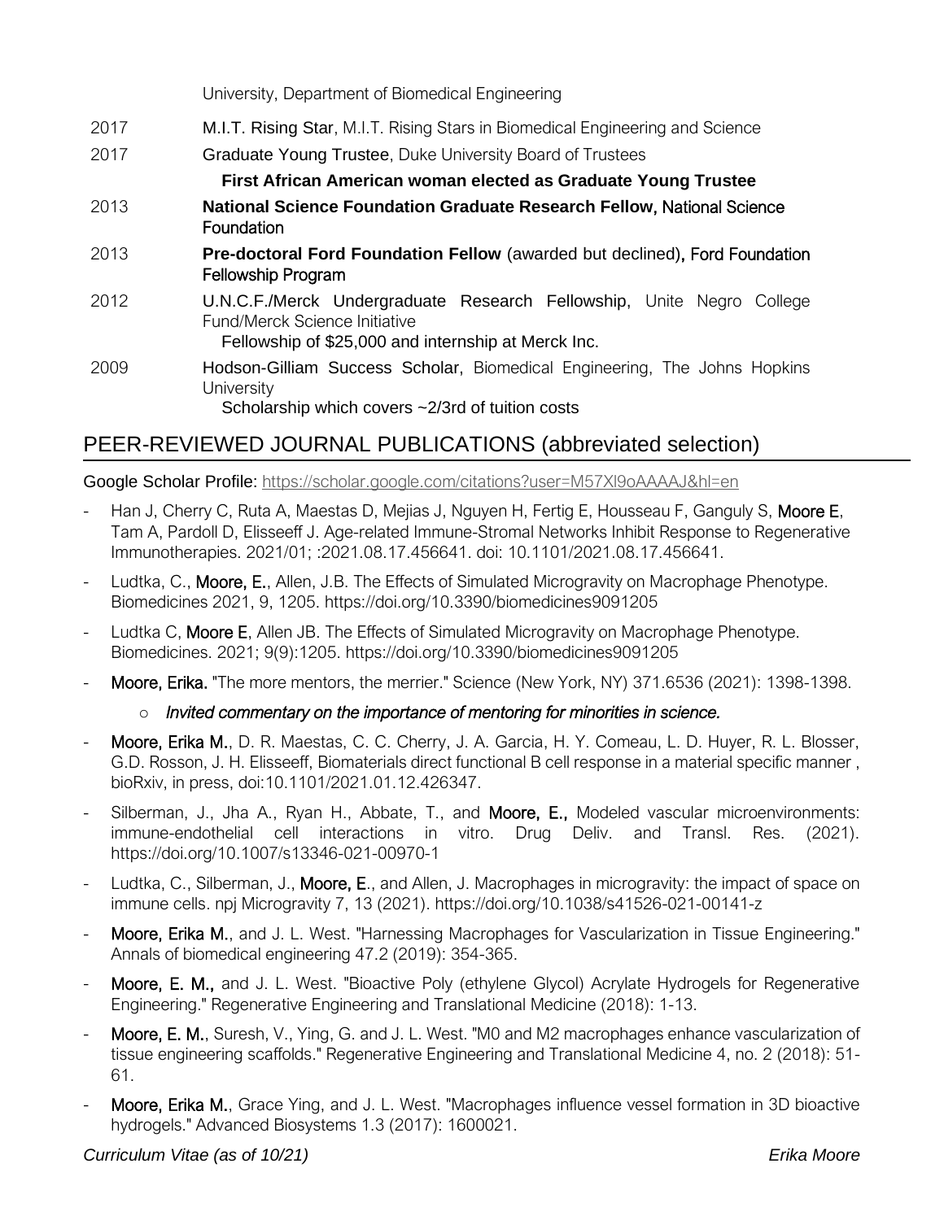University, Department of Biomedical Engineering

2017 **M.I.T. Rising Star**, M.I.T. Rising Stars in Biomedical Engineering and Science

2017 **Graduate Young Trustee**, Duke University Board of Trustees
  **First African American woman elected as Graduate Young Trustee**

2013 **National Science Foundation Graduate Research Fellow,** National Science Foundation

2013 **Pre-doctoral Ford Foundation Fellow** (awarded but declined)**,** Ford Foundation Fellowship Program

2012 **U.N.C.F./Merck Undergraduate Research Fellowship,** Unite Negro College Fund/Merck Science Initiative
  Fellowship of $25,000 and internship at Merck Inc.

2009 **Hodson-Gilliam Success Scholar,** Biomedical Engineering, The Johns Hopkins University
  Scholarship which covers ~2/3rd of tuition costs

## PEER-REVIEWED JOURNAL PUBLICATIONS (abbreviated selection)

Google Scholar Profile: https://scholar.google.com/citations?user=M57Xl9oAAAAJ&hl=en

- Han J, Cherry C, Ruta A, Maestas D, Mejias J, Nguyen H, Fertig E, Housseau F, Ganguly S, **Moore E**, Tam A, Pardoll D, Elisseeff J. Age-related Immune-Stromal Networks Inhibit Response to Regenerative Immunotherapies. 2021/01; :2021.08.17.456641. doi: 10.1101/2021.08.17.456641.
- Ludtka, C., **Moore, E.**, Allen, J.B. The Effects of Simulated Microgravity on Macrophage Phenotype. Biomedicines 2021, 9, 1205. https://doi.org/10.3390/biomedicines9091205
- Ludtka C, **Moore E**, Allen JB. The Effects of Simulated Microgravity on Macrophage Phenotype. Biomedicines. 2021; 9(9):1205. https://doi.org/10.3390/biomedicines9091205
- **Moore, Erika.** "The more mentors, the merrier." Science (New York, NY) 371.6536 (2021): 1398-1398.
  - *Invited commentary on the importance of mentoring for minorities in science.*
- **Moore, Erika M.**, D. R. Maestas, C. C. Cherry, J. A. Garcia, H. Y. Comeau, L. D. Huyer, R. L. Blosser, G.D. Rosson, J. H. Elisseeff, Biomaterials direct functional B cell response in a material specific manner , bioRxiv, in press, doi:10.1101/2021.01.12.426347.
- Silberman, J., Jha A., Ryan H., Abbate, T., and **Moore, E.,** Modeled vascular microenvironments: immune-endothelial cell interactions in vitro. Drug Deliv. and Transl. Res. (2021). https://doi.org/10.1007/s13346-021-00970-1
- Ludtka, C., Silberman, J., **Moore, E**., and Allen, J. Macrophages in microgravity: the impact of space on immune cells. npj Microgravity 7, 13 (2021). https://doi.org/10.1038/s41526-021-00141-z
- **Moore, Erika M.**, and J. L. West. "Harnessing Macrophages for Vascularization in Tissue Engineering." Annals of biomedical engineering 47.2 (2019): 354-365.
- **Moore, E. M.,** and J. L. West. "Bioactive Poly (ethylene Glycol) Acrylate Hydrogels for Regenerative Engineering." Regenerative Engineering and Translational Medicine (2018): 1-13.
- **Moore, E. M.**, Suresh, V., Ying, G. and J. L. West. "M0 and M2 macrophages enhance vascularization of tissue engineering scaffolds." Regenerative Engineering and Translational Medicine 4, no. 2 (2018): 51-61.
- **Moore, Erika M.**, Grace Ying, and J. L. West. "Macrophages influence vessel formation in 3D bioactive hydrogels." Advanced Biosystems 1.3 (2017): 1600021.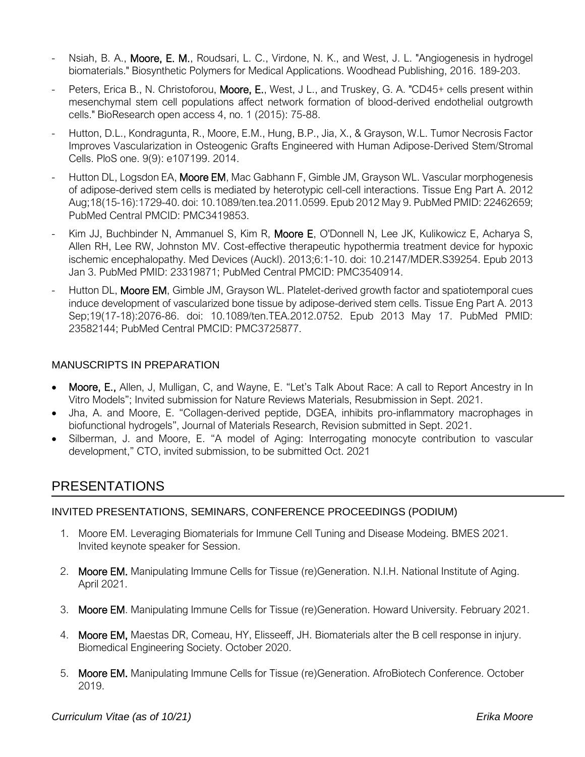- Nsiah, B. A., **Moore, E. M.**, Roudsari, L. C., Virdone, N. K., and West, J. L. "Angiogenesis in hydrogel biomaterials." Biosynthetic Polymers for Medical Applications. Woodhead Publishing, 2016. 189-203.
- Peters, Erica B., N. Christoforou, **Moore, E.**, West, J L., and Truskey, G. A. "CD45+ cells present within mesenchymal stem cell populations affect network formation of blood-derived endothelial outgrowth cells." BioResearch open access 4, no. 1 (2015): 75-88.
- Hutton, D.L., Kondragunta, R., Moore, E.M., Hung, B.P., Jia, X., & Grayson, W.L. Tumor Necrosis Factor Improves Vascularization in Osteogenic Grafts Engineered with Human Adipose-Derived Stem/Stromal Cells. PloS one. 9(9): e107199. 2014.
- Hutton DL, Logsdon EA, **Moore EM**, Mac Gabhann F, Gimble JM, Grayson WL. Vascular morphogenesis of adipose-derived stem cells is mediated by heterotypic cell-cell interactions. Tissue Eng Part A. 2012 Aug;18(15-16):1729-40. doi: 10.1089/ten.tea.2011.0599. Epub 2012 May 9. PubMed PMID: 22462659; PubMed Central PMCID: PMC3419853.
- Kim JJ, Buchbinder N, Ammanuel S, Kim R, **Moore E**, O'Donnell N, Lee JK, Kulikowicz E, Acharya S, Allen RH, Lee RW, Johnston MV. Cost-effective therapeutic hypothermia treatment device for hypoxic ischemic encephalopathy. Med Devices (Auckl). 2013;6:1-10. doi: 10.2147/MDER.S39254. Epub 2013 Jan 3. PubMed PMID: 23319871; PubMed Central PMCID: PMC3540914.
- Hutton DL, **Moore EM**, Gimble JM, Grayson WL. Platelet-derived growth factor and spatiotemporal cues induce development of vascularized bone tissue by adipose-derived stem cells. Tissue Eng Part A. 2013 Sep;19(17-18):2076-86. doi: 10.1089/ten.TEA.2012.0752. Epub 2013 May 17. PubMed PMID: 23582144; PubMed Central PMCID: PMC3725877.

### MANUSCRIPTS IN PREPARATION

- **Moore, E.,** Allen, J, Mulligan, C, and Wayne, E. "Let's Talk About Race: A call to Report Ancestry in In Vitro Models"; Invited submission for Nature Reviews Materials, Resubmission in Sept. 2021.
- Jha, A. and Moore, E. "Collagen-derived peptide, DGEA, inhibits pro-inflammatory macrophages in biofunctional hydrogels", Journal of Materials Research, Revision submitted in Sept. 2021.
- Silberman, J. and Moore, E. "A model of Aging: Interrogating monocyte contribution to vascular development," CTO, invited submission, to be submitted Oct. 2021

## PRESENTATIONS

### INVITED PRESENTATIONS, SEMINARS, CONFERENCE PROCEEDINGS (PODIUM)

1. Moore EM. Leveraging Biomaterials for Immune Cell Tuning and Disease Modeing. BMES 2021. Invited keynote speaker for Session.
2. **Moore EM.** Manipulating Immune Cells for Tissue (re)Generation. N.I.H. National Institute of Aging. April 2021.
3. **Moore EM**. Manipulating Immune Cells for Tissue (re)Generation. Howard University. February 2021.
4. **Moore EM,** Maestas DR, Comeau, HY, Elisseeff, JH. Biomaterials alter the B cell response in injury. Biomedical Engineering Society. October 2020.
5. **Moore EM.** Manipulating Immune Cells for Tissue (re)Generation. AfroBiotech Conference. October 2019.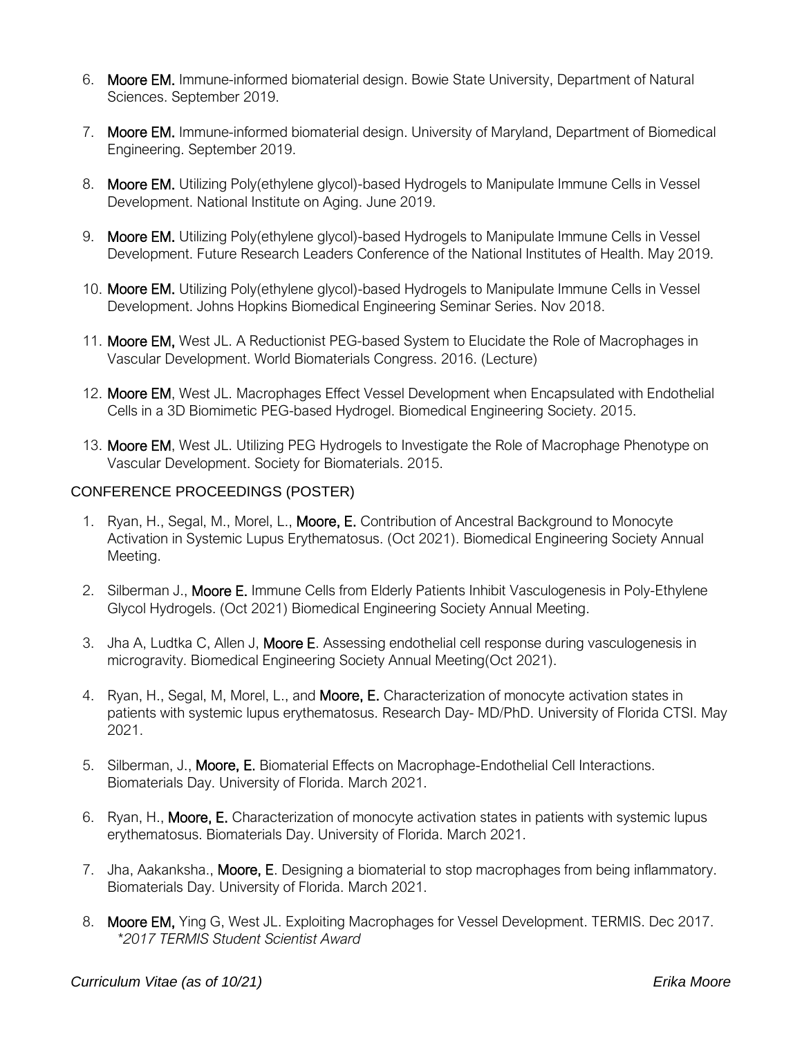6. **Moore EM.** Immune-informed biomaterial design. Bowie State University, Department of Natural Sciences. September 2019.

7. **Moore EM.** Immune-informed biomaterial design. University of Maryland, Department of Biomedical Engineering. September 2019.

8. **Moore EM.** Utilizing Poly(ethylene glycol)-based Hydrogels to Manipulate Immune Cells in Vessel Development. National Institute on Aging. June 2019.

9. **Moore EM.** Utilizing Poly(ethylene glycol)-based Hydrogels to Manipulate Immune Cells in Vessel Development. Future Research Leaders Conference of the National Institutes of Health. May 2019.

10. **Moore EM.** Utilizing Poly(ethylene glycol)-based Hydrogels to Manipulate Immune Cells in Vessel Development. Johns Hopkins Biomedical Engineering Seminar Series. Nov 2018.

11. **Moore EM,** West JL. A Reductionist PEG-based System to Elucidate the Role of Macrophages in Vascular Development. World Biomaterials Congress. 2016. (Lecture)

12. **Moore EM**, West JL. Macrophages Effect Vessel Development when Encapsulated with Endothelial Cells in a 3D Biomimetic PEG-based Hydrogel. Biomedical Engineering Society. 2015.

13. **Moore EM**, West JL. Utilizing PEG Hydrogels to Investigate the Role of Macrophage Phenotype on Vascular Development. Society for Biomaterials. 2015.

## CONFERENCE PROCEEDINGS (POSTER)

1. Ryan, H., Segal, M., Morel, L., **Moore, E.** Contribution of Ancestral Background to Monocyte Activation in Systemic Lupus Erythematosus. (Oct 2021). Biomedical Engineering Society Annual Meeting.

2. Silberman J., **Moore E.** Immune Cells from Elderly Patients Inhibit Vasculogenesis in Poly-Ethylene Glycol Hydrogels. (Oct 2021) Biomedical Engineering Society Annual Meeting.

3. Jha A, Ludtka C, Allen J, **Moore E**. Assessing endothelial cell response during vasculogenesis in microgravity. Biomedical Engineering Society Annual Meeting(Oct 2021).

4. Ryan, H., Segal, M, Morel, L., and **Moore, E.** Characterization of monocyte activation states in patients with systemic lupus erythematosus. Research Day- MD/PhD. University of Florida CTSI. May 2021.

5. Silberman, J., **Moore, E.** Biomaterial Effects on Macrophage-Endothelial Cell Interactions. Biomaterials Day. University of Florida. March 2021.

6. Ryan, H., **Moore, E.** Characterization of monocyte activation states in patients with systemic lupus erythematosus. Biomaterials Day. University of Florida. March 2021.

7. Jha, Aakanksha., **Moore, E**. Designing a biomaterial to stop macrophages from being inflammatory. Biomaterials Day. University of Florida. March 2021.

8. **Moore EM,** Ying G, West JL. Exploiting Macrophages for Vessel Development. TERMIS. Dec 2017.
   *\*2017 TERMIS Student Scientist Award*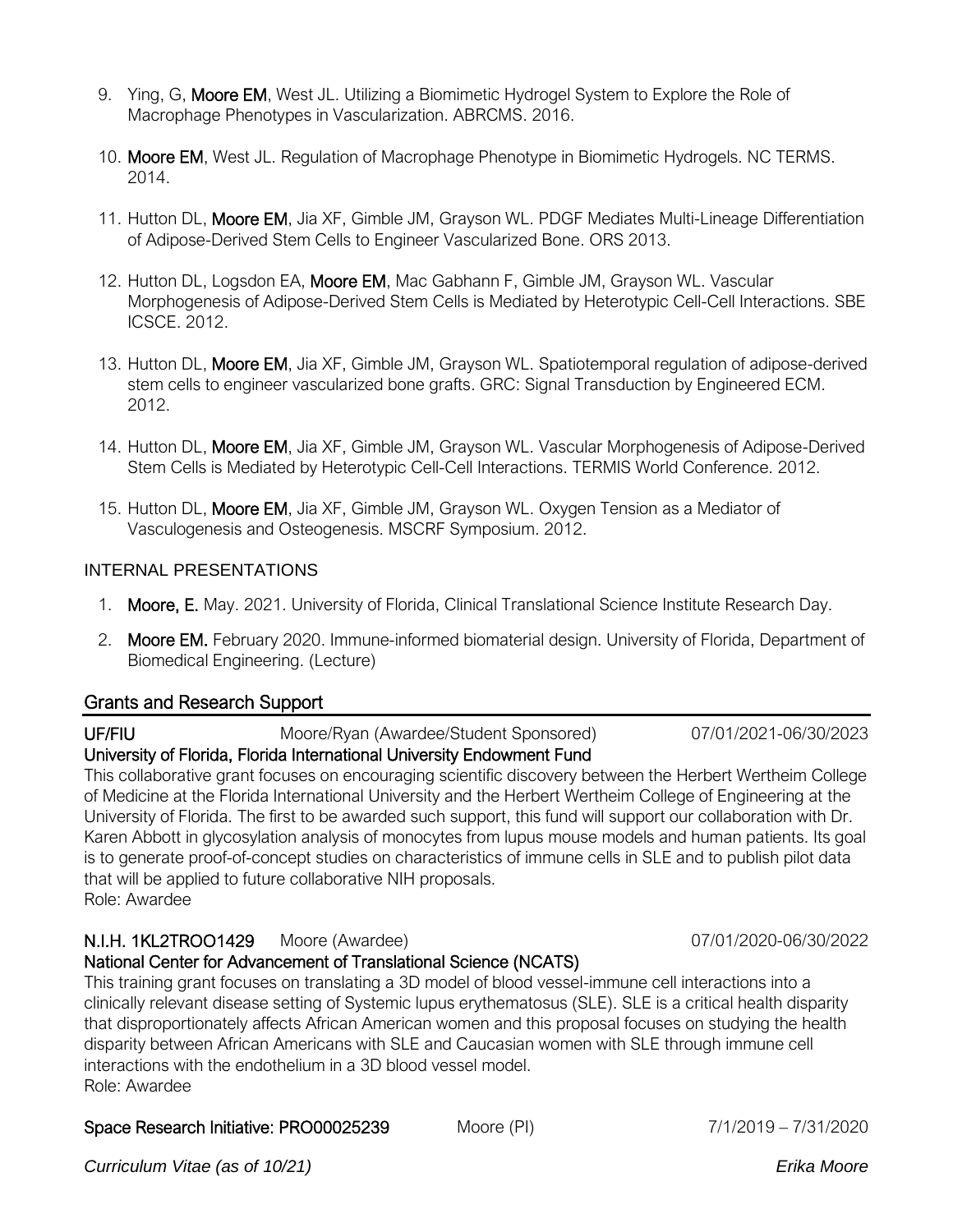9. Ying, G, **Moore EM**, West JL. Utilizing a Biomimetic Hydrogel System to Explore the Role of Macrophage Phenotypes in Vascularization. ABRCMS. 2016.

10. **Moore EM**, West JL. Regulation of Macrophage Phenotype in Biomimetic Hydrogels. NC TERMS. 2014.

11. Hutton DL, **Moore EM**, Jia XF, Gimble JM, Grayson WL. PDGF Mediates Multi-Lineage Differentiation of Adipose-Derived Stem Cells to Engineer Vascularized Bone. ORS 2013.

12. Hutton DL, Logsdon EA, **Moore EM**, Mac Gabhann F, Gimble JM, Grayson WL. Vascular Morphogenesis of Adipose-Derived Stem Cells is Mediated by Heterotypic Cell-Cell Interactions. SBE ICSCE. 2012.

13. Hutton DL, **Moore EM**, Jia XF, Gimble JM, Grayson WL. Spatiotemporal regulation of adipose-derived stem cells to engineer vascularized bone grafts. GRC: Signal Transduction by Engineered ECM. 2012.

14. Hutton DL, **Moore EM**, Jia XF, Gimble JM, Grayson WL. Vascular Morphogenesis of Adipose-Derived Stem Cells is Mediated by Heterotypic Cell-Cell Interactions. TERMIS World Conference. 2012.

15. Hutton DL, **Moore EM**, Jia XF, Gimble JM, Grayson WL. Oxygen Tension as a Mediator of Vasculogenesis and Osteogenesis. MSCRF Symposium. 2012.

### INTERNAL PRESENTATIONS

1. **Moore, E.** May. 2021. University of Florida, Clinical Translational Science Institute Research Day.

2. **Moore EM.** February 2020. Immune-informed biomaterial design. University of Florida, Department of Biomedical Engineering. (Lecture)

## Grants and Research Support

**UF/FIU** Moore/Ryan (Awardee/Student Sponsored) 07/01/2021-06/30/2023
**University of Florida, Florida International University Endowment Fund**
This collaborative grant focuses on encouraging scientific discovery between the Herbert Wertheim College of Medicine at the Florida International University and the Herbert Wertheim College of Engineering at the University of Florida. The first to be awarded such support, this fund will support our collaboration with Dr. Karen Abbott in glycosylation analysis of monocytes from lupus mouse models and human patients. Its goal is to generate proof-of-concept studies on characteristics of immune cells in SLE and to publish pilot data that will be applied to future collaborative NIH proposals.
Role: Awardee

**N.I.H. 1KL2TROO1429** Moore (Awardee) 07/01/2020-06/30/2022
**National Center for Advancement of Translational Science (NCATS)**
This training grant focuses on translating a 3D model of blood vessel-immune cell interactions into a clinically relevant disease setting of Systemic lupus erythematosus (SLE). SLE is a critical health disparity that disproportionately affects African American women and this proposal focuses on studying the health disparity between African Americans with SLE and Caucasian women with SLE through immune cell interactions with the endothelium in a 3D blood vessel model.
Role: Awardee

**Space Research Initiative: PRO00025239** Moore (PI) 7/1/2019 – 7/31/2020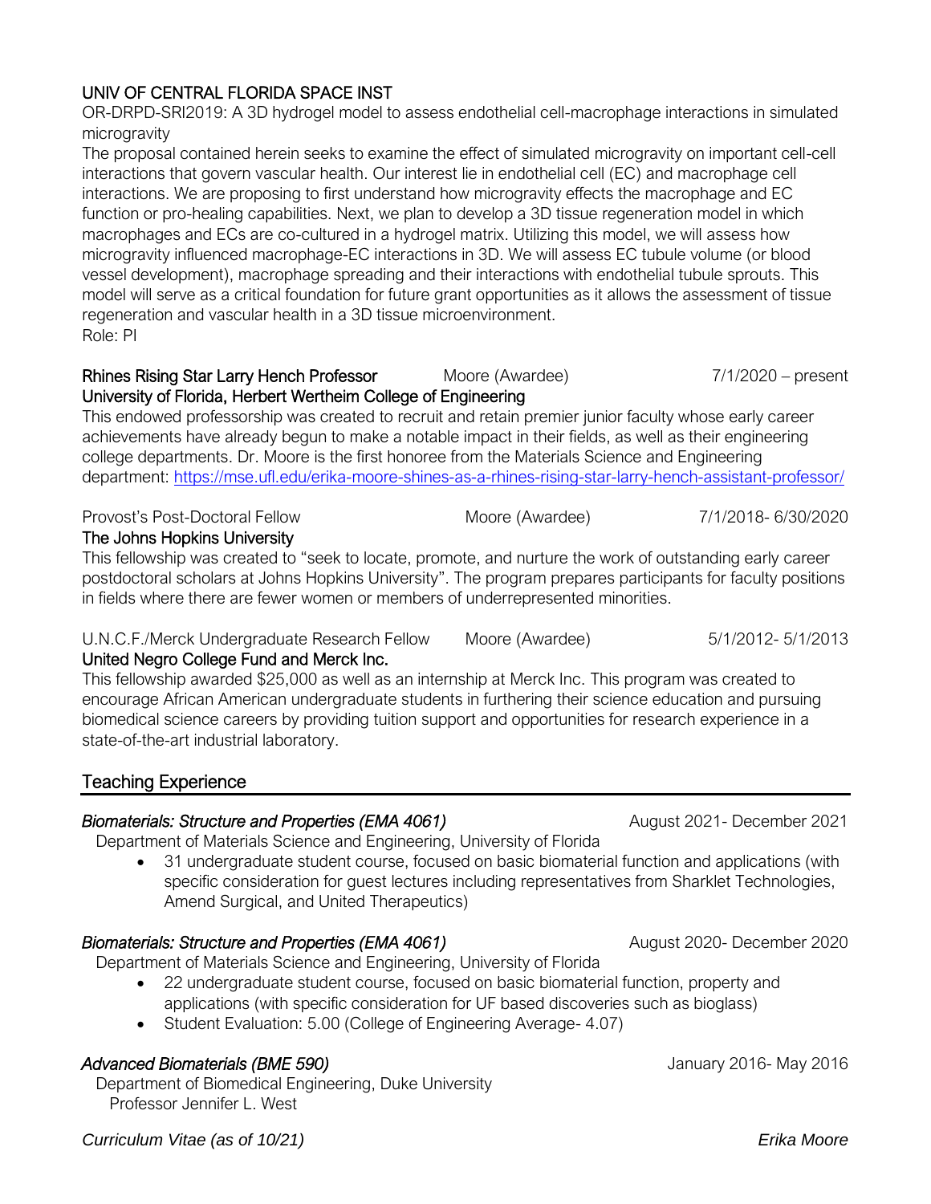UNIV OF CENTRAL FLORIDA SPACE INST

OR-DRPD-SRI2019: A 3D hydrogel model to assess endothelial cell-macrophage interactions in simulated microgravity

The proposal contained herein seeks to examine the effect of simulated microgravity on important cell-cell interactions that govern vascular health. Our interest lie in endothelial cell (EC) and macrophage cell interactions. We are proposing to first understand how microgravity effects the macrophage and EC function or pro-healing capabilities. Next, we plan to develop a 3D tissue regeneration model in which macrophages and ECs are co-cultured in a hydrogel matrix. Utilizing this model, we will assess how microgravity influenced macrophage-EC interactions in 3D. We will assess EC tubule volume (or blood vessel development), macrophage spreading and their interactions with endothelial tubule sprouts. This model will serve as a critical foundation for future grant opportunities as it allows the assessment of tissue regeneration and vascular health in a 3D tissue microenvironment.

Role: PI

**Rhines Rising Star Larry Hench Professor** Moore (Awardee) 7/1/2020 – present
**University of Florida, Herbert Wertheim College of Engineering**

This endowed professorship was created to recruit and retain premier junior faculty whose early career achievements have already begun to make a notable impact in their fields, as well as their engineering college departments. Dr. Moore is the first honoree from the Materials Science and Engineering department: https://mse.ufl.edu/erika-moore-shines-as-a-rhines-rising-star-larry-hench-assistant-professor/

Provost's Post-Doctoral Fellow Moore (Awardee) 7/1/2018- 6/30/2020
**The Johns Hopkins University**

This fellowship was created to "seek to locate, promote, and nurture the work of outstanding early career postdoctoral scholars at Johns Hopkins University". The program prepares participants for faculty positions in fields where there are fewer women or members of underrepresented minorities.

U.N.C.F./Merck Undergraduate Research Fellow Moore (Awardee) 5/1/2012- 5/1/2013
**United Negro College Fund and Merck Inc.**

This fellowship awarded $25,000 as well as an internship at Merck Inc. This program was created to encourage African American undergraduate students in furthering their science education and pursuing biomedical science careers by providing tuition support and opportunities for research experience in a state-of-the-art industrial laboratory.

## Teaching Experience

***Biomaterials: Structure and Properties (EMA 4061)*** August 2021- December 2021

Department of Materials Science and Engineering, University of Florida

- 31 undergraduate student course, focused on basic biomaterial function and applications (with specific consideration for guest lectures including representatives from Sharklet Technologies, Amend Surgical, and United Therapeutics)

***Biomaterials: Structure and Properties (EMA 4061)*** August 2020- December 2020

Department of Materials Science and Engineering, University of Florida

- 22 undergraduate student course, focused on basic biomaterial function, property and applications (with specific consideration for UF based discoveries such as bioglass)
- Student Evaluation: 5.00 (College of Engineering Average- 4.07)

***Advanced Biomaterials (BME 590)*** January 2016- May 2016

Department of Biomedical Engineering, Duke University
Professor Jennifer L. West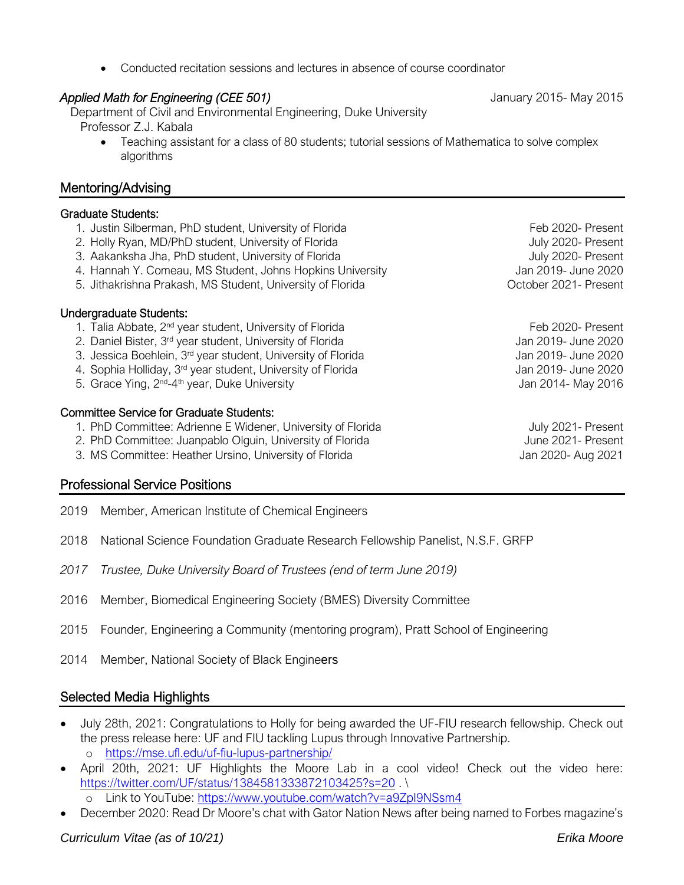- Conducted recitation sessions and lectures in absence of course coordinator

*Applied Math for Engineering (CEE 501)* January 2015- May 2015
Department of Civil and Environmental Engineering, Duke University
Professor Z.J. Kabala

- Teaching assistant for a class of 80 students; tutorial sessions of Mathematica to solve complex algorithms

## Mentoring/Advising

### Graduate Students:

1. Justin Silberman, PhD student, University of Florida — Feb 2020- Present
2. Holly Ryan, MD/PhD student, University of Florida — July 2020- Present
3. Aakanksha Jha, PhD student, University of Florida — July 2020- Present
4. Hannah Y. Comeau, MS Student, Johns Hopkins University — Jan 2019- June 2020
5. Jithakrishna Prakash, MS Student, University of Florida — October 2021- Present

### Undergraduate Students:

1. Talia Abbate, 2nd year student, University of Florida — Feb 2020- Present
2. Daniel Bister, 3rd year student, University of Florida — Jan 2019- June 2020
3. Jessica Boehlein, 3rd year student, University of Florida — Jan 2019- June 2020
4. Sophia Holliday, 3rd year student, University of Florida — Jan 2019- June 2020
5. Grace Ying, 2nd-4th year, Duke University — Jan 2014- May 2016

### Committee Service for Graduate Students:

1. PhD Committee: Adrienne E Widener, University of Florida — July 2021- Present
2. PhD Committee: Juanpablo Olguin, University of Florida — June 2021- Present
3. MS Committee: Heather Ursino, University of Florida — Jan 2020- Aug 2021

## Professional Service Positions

2019 Member, American Institute of Chemical Engineers

2018 National Science Foundation Graduate Research Fellowship Panelist, N.S.F. GRFP

*2017 Trustee, Duke University Board of Trustees (end of term June 2019)*

2016 Member, Biomedical Engineering Society (BMES) Diversity Committee

2015 Founder, Engineering a Community (mentoring program), Pratt School of Engineering

2014 Member, National Society of Black Engineers

## Selected Media Highlights

- July 28th, 2021: Congratulations to Holly for being awarded the UF-FIU research fellowship. Check out the press release here: UF and FIU tackling Lupus through Innovative Partnership.
  - https://mse.ufl.edu/uf-fiu-lupus-partnership/
- April 20th, 2021: UF Highlights the Moore Lab in a cool video! Check out the video here: https://twitter.com/UF/status/1384581333872103425?s=20 . \
  - Link to YouTube: https://www.youtube.com/watch?v=a9ZpI9NSsm4
- December 2020: Read Dr Moore's chat with Gator Nation News after being named to Forbes magazine's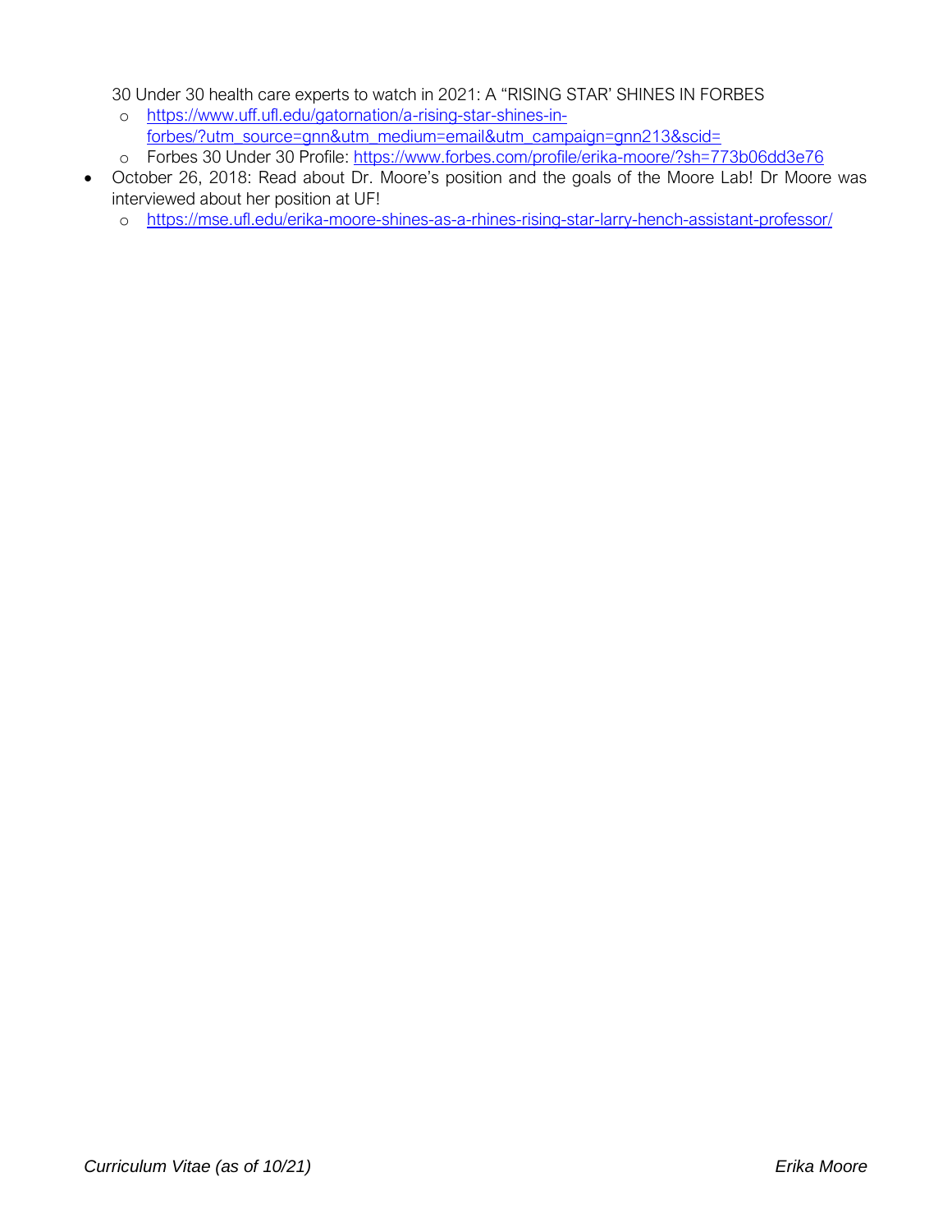30 Under 30 health care experts to watch in 2021: A "RISING STAR' SHINES IN FORBES

  - https://www.uff.ufl.edu/gatornation/a-rising-star-shines-in-forbes/?utm_source=gnn&utm_medium=email&utm_campaign=gnn213&scid=
  - Forbes 30 Under 30 Profile: https://www.forbes.com/profile/erika-moore/?sh=773b06dd3e76
- October 26, 2018: Read about Dr. Moore's position and the goals of the Moore Lab! Dr Moore was interviewed about her position at UF!
  - https://mse.ufl.edu/erika-moore-shines-as-a-rhines-rising-star-larry-hench-assistant-professor/